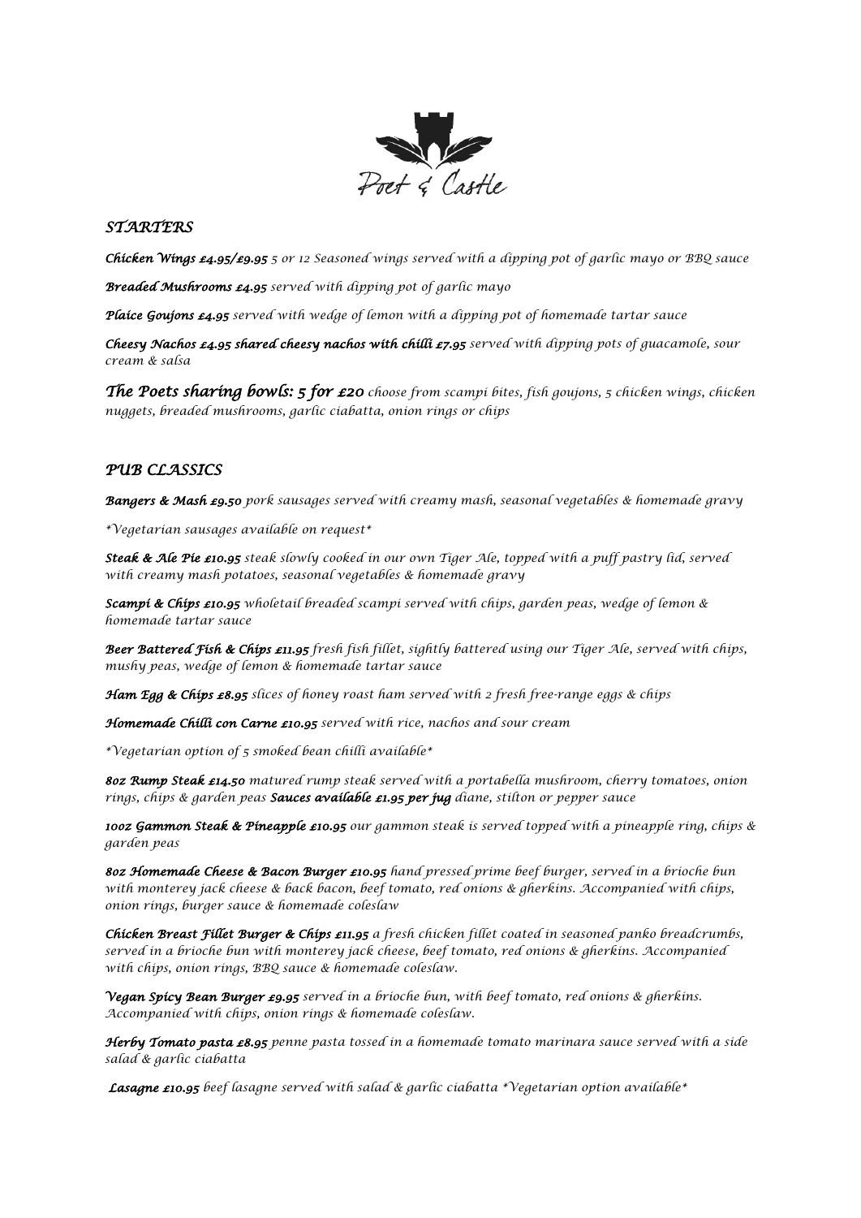Poet & Castle

## *STARTERS*

***Chicken Wings £4.95/£9.95*** *5 or 12 Seasoned wings served with a dipping pot of garlic mayo or BBQ sauce*

***Breaded Mushrooms £4.95*** *served with dipping pot of garlic mayo*

***Plaice Goujons £4.95*** *served with wedge of lemon with a dipping pot of homemade tartar sauce*

***Cheesy Nachos £4.95 shared cheesy nachos with chilli £7.95*** *served with dipping pots of guacamole, sour cream & salsa*

***The Poets sharing bowls: 5 for £20*** *choose from scampi bites, fish goujons, 5 chicken wings, chicken nuggets, breaded mushrooms, garlic ciabatta, onion rings or chips*

## *PUB CLASSICS*

***Bangers & Mash £9.50*** *pork sausages served with creamy mash, seasonal vegetables & homemade gravy*

*\*Vegetarian sausages available on request\**

***Steak & Ale Pie £10.95*** *steak slowly cooked in our own Tiger Ale, topped with a puff pastry lid, served with creamy mash potatoes, seasonal vegetables & homemade gravy*

***Scampi & Chips £10.95*** *wholetail breaded scampi served with chips, garden peas, wedge of lemon & homemade tartar sauce*

***Beer Battered Fish & Chips £11.95*** *fresh fish fillet, sightly battered using our Tiger Ale, served with chips, mushy peas, wedge of lemon & homemade tartar sauce*

***Ham Egg & Chips £8.95*** *slices of honey roast ham served with 2 fresh free-range eggs & chips*

***Homemade Chilli con Carne £10.95*** *served with rice, nachos and sour cream*

*\*Vegetarian option of 5 smoked bean chilli available\**

***8oz Rump Steak £14.50*** *matured rump steak served with a portabella mushroom, cherry tomatoes, onion rings, chips & garden peas* ***Sauces available £1.95 per jug*** *diane, stilton or pepper sauce*

***10oz Gammon Steak & Pineapple £10.95*** *our gammon steak is served topped with a pineapple ring, chips & garden peas*

***8oz Homemade Cheese & Bacon Burger £10.95*** *hand pressed prime beef burger, served in a brioche bun with monterey jack cheese & back bacon, beef tomato, red onions & gherkins. Accompanied with chips, onion rings, burger sauce & homemade coleslaw*

***Chicken Breast Fillet Burger & Chips £11.95*** *a fresh chicken fillet coated in seasoned panko breadcrumbs, served in a brioche bun with monterey jack cheese, beef tomato, red onions & gherkins. Accompanied with chips, onion rings, BBQ sauce & homemade coleslaw.*

***Vegan Spicy Bean Burger £9.95*** *served in a brioche bun, with beef tomato, red onions & gherkins. Accompanied with chips, onion rings & homemade coleslaw.*

***Herby Tomato pasta £8.95*** *penne pasta tossed in a homemade tomato marinara sauce served with a side salad & garlic ciabatta*

***Lasagne £10.95*** *beef lasagne served with salad & garlic ciabatta \*Vegetarian option available\**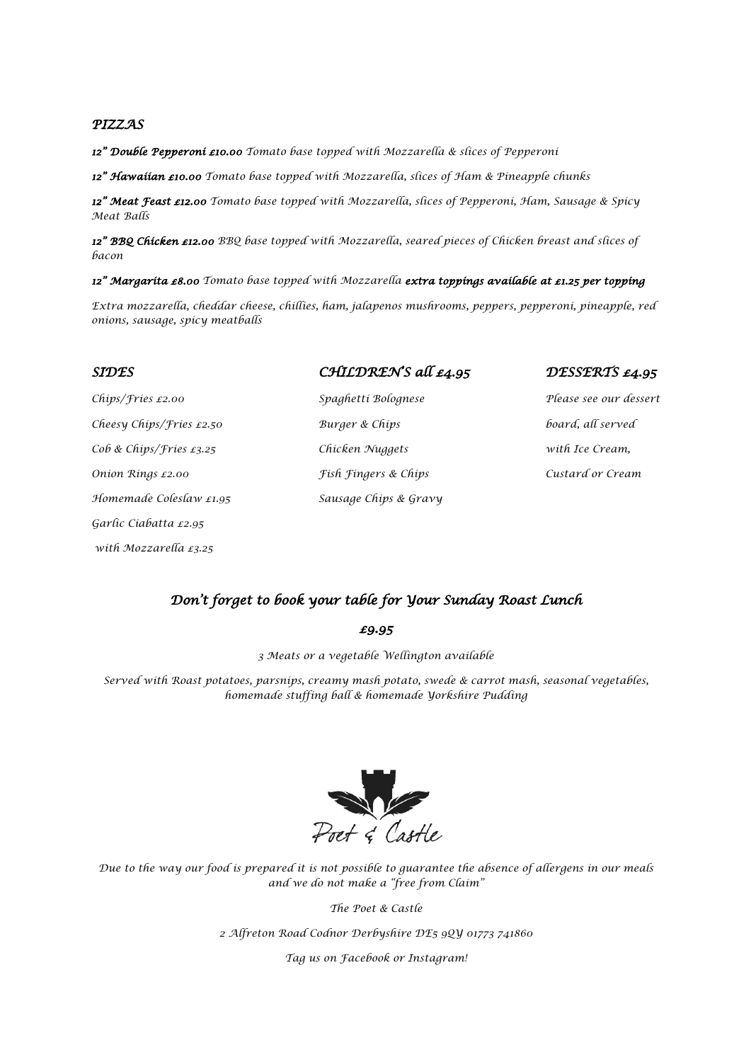## *PIZZAS*

***12" Double Pepperoni £10.00*** *Tomato base topped with Mozzarella & slices of Pepperoni*

***12" Hawaiian £10.00*** *Tomato base topped with Mozzarella, slices of Ham & Pineapple chunks*

***12" Meat Feast £12.00*** *Tomato base topped with Mozzarella, slices of Pepperoni, Ham, Sausage & Spicy Meat Balls*

***12" BBQ Chicken £12.00*** *BBQ base topped with Mozzarella, seared pieces of Chicken breast and slices of bacon*

***12" Margarita £8.00*** *Tomato base topped with Mozzarella* ***extra toppings available at £1.25 per topping***

*Extra mozzarella, cheddar cheese, chillies, ham, jalapenos mushrooms, peppers, pepperoni, pineapple, red onions, sausage, spicy meatballs*

## *SIDES*

*Chips/Fries £2.00*

*Cheesy Chips/Fries £2.50*

*Cob & Chips/Fries £3.25*

*Onion Rings £2.00*

*Homemade Coleslaw £1.95*

*Garlic Ciabatta £2.95*

*with Mozzarella £3.25*

## *CHILDREN'S all £4.95*

*Spaghetti Bolognese*

*Burger & Chips*

*Chicken Nuggets*

*Fish Fingers & Chips*

*Sausage Chips & Gravy*

## *DESSERTS £4.95*

*Please see our dessert board, all served with Ice Cream, Custard or Cream*

### ***Don't forget to book your table for Your Sunday Roast Lunch***

***£9.95***

*3 Meats or a vegetable Wellington available*

*Served with Roast potatoes, parsnips, creamy mash potato, swede & carrot mash, seasonal vegetables, homemade stuffing ball & homemade Yorkshire Pudding*

Poet & Castle

*Due to the way our food is prepared it is not possible to guarantee the absence of allergens in our meals and we do not make a "free from Claim"*

*The Poet & Castle*

*2 Alfreton Road Codnor Derbyshire DE5 9QY 01773 741860*

*Tag us on Facebook or Instagram!*